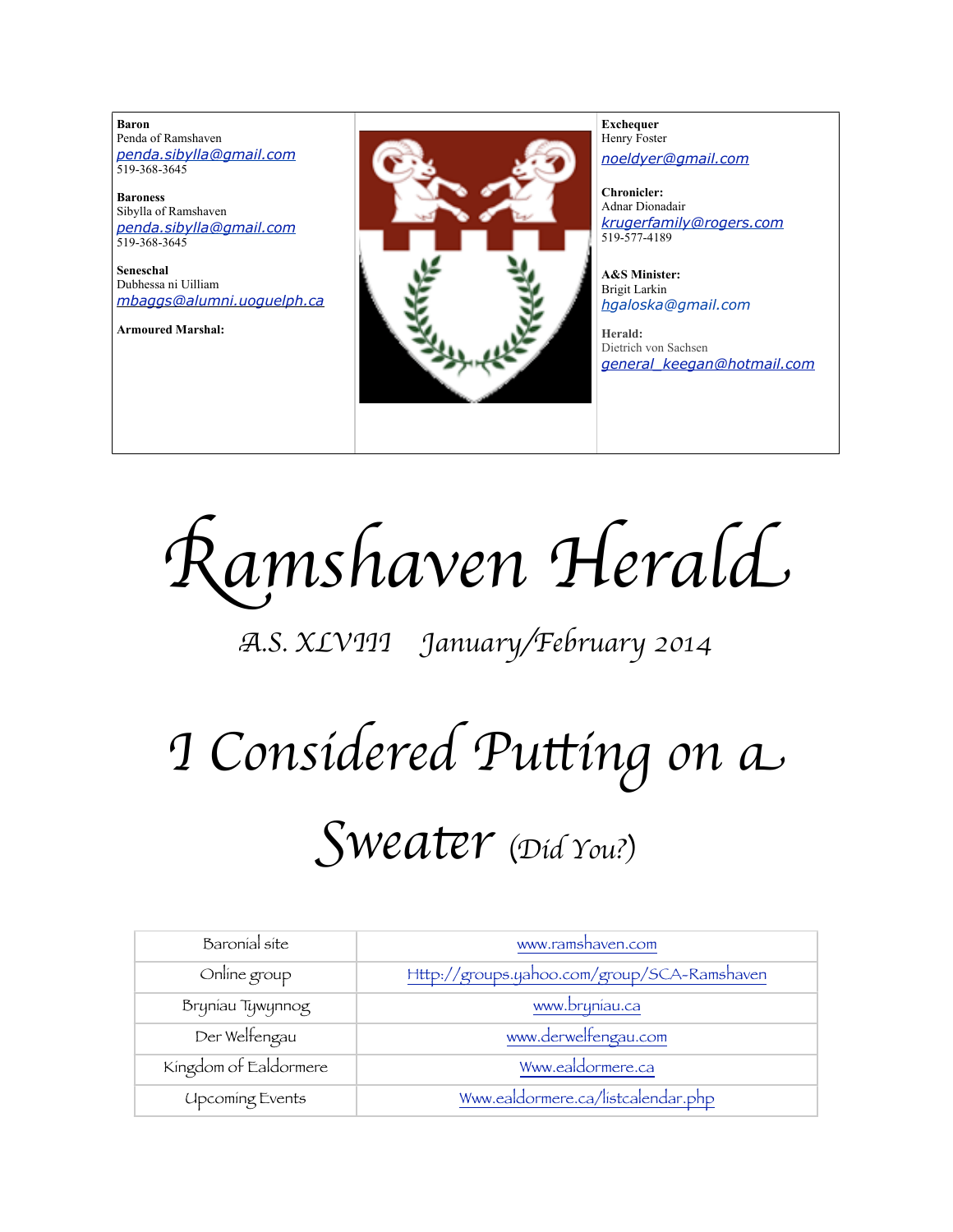| **Baron**<br>Penda of Ramshaven<br>penda.sibylla@gmail.com<br>519-368-3645<br><br>**Baroness**<br>Sibylla of Ramshaven<br>penda.sibylla@gmail.com<br>519-368-3645<br><br>**Seneschal**<br>Dubhessa ni Uilliam<br>mbaggs@alumni.uoguelph.ca<br><br>**Armoured Marshal:** | | **Exchequer**<br>Henry Foster<br>noeldyer@gmail.com<br><br>**Chronicler:**<br>Adnar Dionadair<br>krugerfamily@rogers.com<br>519-577-4189<br><br>**A&S Minister:**<br>Brigit Larkin<br>hgaloska@gmail.com<br><br>**Herald:**<br>Dietrich von Sachsen<br>general_keegan@hotmail.com |
|---|---|---|

# Ramshaven Herald

*A.S. XLVIII January/February 2014*

# I Considered Putting on a Sweater *(Did You?)*

| Baronial site | www.ramshaven.com |
|---|---|
| Online group | Http://groups.yahoo.com/group/SCA-Ramshaven |
| Bryniau Tywynnog | www.bryniau.ca |
| Der Welfengau | www.derwelfengau.com |
| Kingdom of Ealdormere | Www.ealdormere.ca |
| Upcoming Events | Www.ealdormere.ca/listcalendar.php |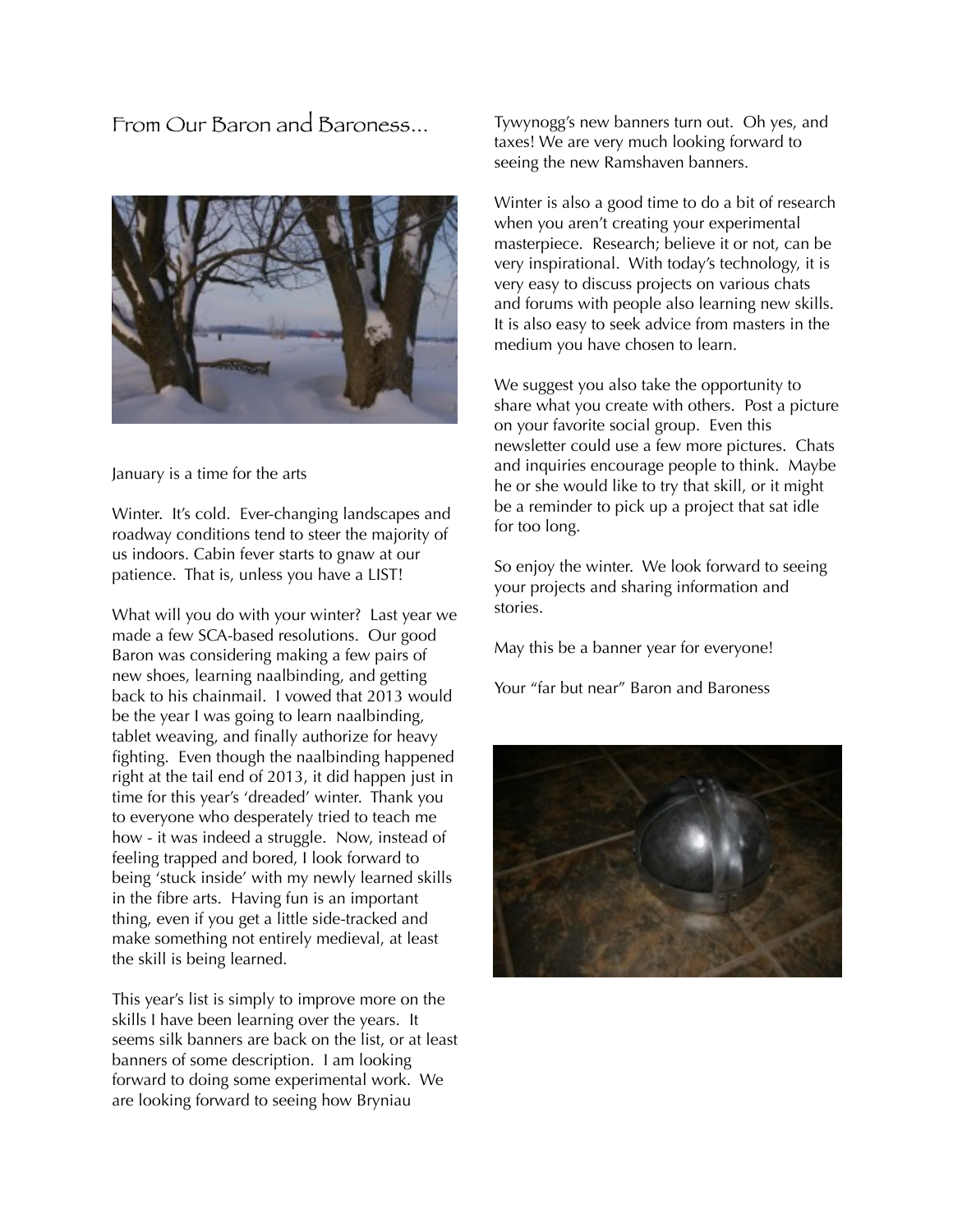# From Our Baron and Baroness...

January is a time for the arts

Winter. It's cold. Ever-changing landscapes and roadway conditions tend to steer the majority of us indoors. Cabin fever starts to gnaw at our patience. That is, unless you have a LIST!

What will you do with your winter? Last year we made a few SCA-based resolutions. Our good Baron was considering making a few pairs of new shoes, learning naalbinding, and getting back to his chainmail. I vowed that 2013 would be the year I was going to learn naalbinding, tablet weaving, and finally authorize for heavy fighting. Even though the naalbinding happened right at the tail end of 2013, it did happen just in time for this year's 'dreaded' winter. Thank you to everyone who desperately tried to teach me how - it was indeed a struggle. Now, instead of feeling trapped and bored, I look forward to being 'stuck inside' with my newly learned skills in the fibre arts. Having fun is an important thing, even if you get a little side-tracked and make something not entirely medieval, at least the skill is being learned.

This year's list is simply to improve more on the skills I have been learning over the years. It seems silk banners are back on the list, or at least banners of some description. I am looking forward to doing some experimental work. We are looking forward to seeing how Bryniau Tywynogg's new banners turn out. Oh yes, and taxes! We are very much looking forward to seeing the new Ramshaven banners.

Winter is also a good time to do a bit of research when you aren't creating your experimental masterpiece. Research; believe it or not, can be very inspirational. With today's technology, it is very easy to discuss projects on various chats and forums with people also learning new skills. It is also easy to seek advice from masters in the medium you have chosen to learn.

We suggest you also take the opportunity to share what you create with others. Post a picture on your favorite social group. Even this newsletter could use a few more pictures. Chats and inquiries encourage people to think. Maybe he or she would like to try that skill, or it might be a reminder to pick up a project that sat idle for too long.

So enjoy the winter. We look forward to seeing your projects and sharing information and stories.

May this be a banner year for everyone!

Your "far but near" Baron and Baroness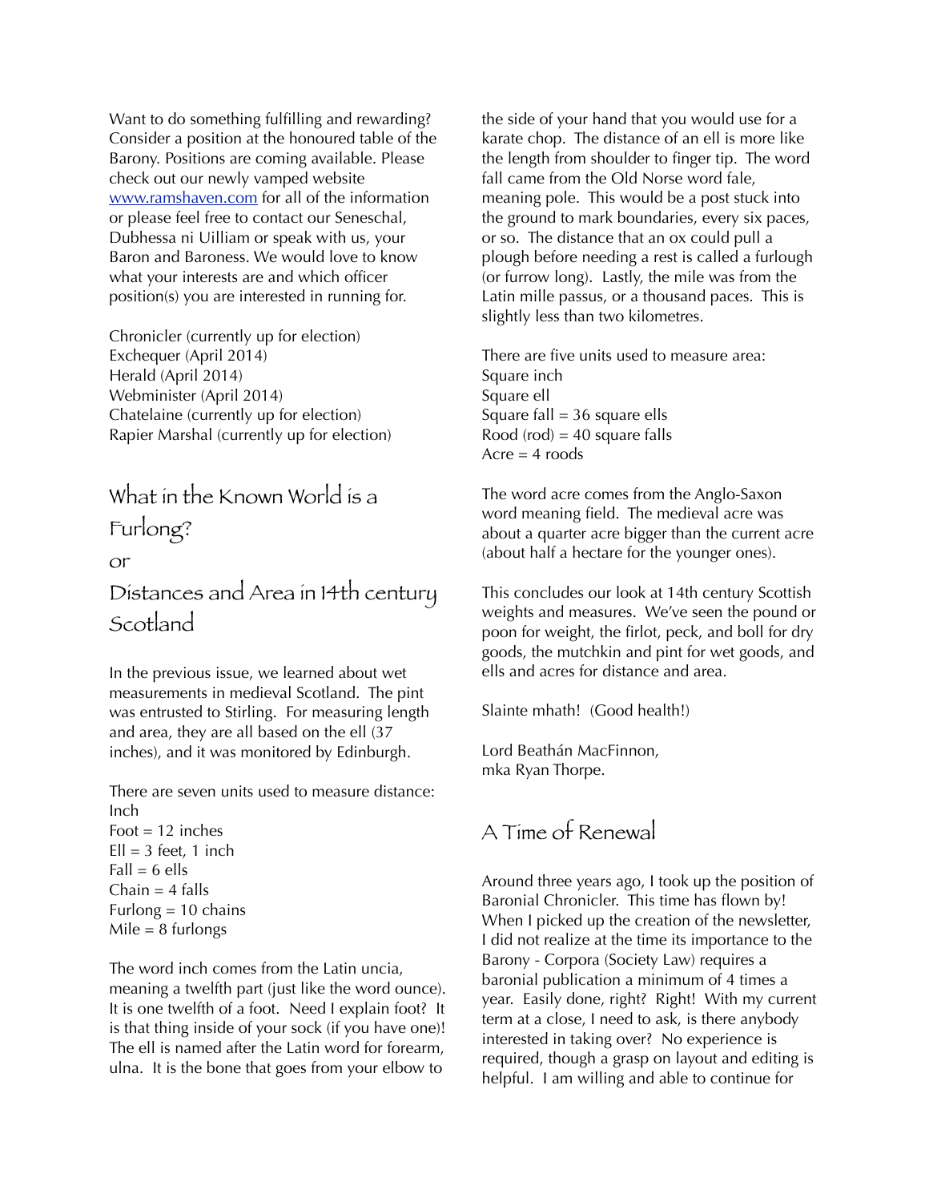Want to do something fulfilling and rewarding? Consider a position at the honoured table of the Barony. Positions are coming available. Please check out our newly vamped website [www.ramshaven.com](http://www.ramshaven.com) for all of the information or please feel free to contact our Seneschal, Dubhessa ni Uilliam or speak with us, your Baron and Baroness. We would love to know what your interests are and which officer position(s) you are interested in running for.

Chronicler (currently up for election)
Exchequer (April 2014)
Herald (April 2014)
Webminister (April 2014)
Chatelaine (currently up for election)
Rapier Marshal (currently up for election)

## What in the Known World is a Furlong?

## or

## Distances and Area in 14th century Scotland

In the previous issue, we learned about wet measurements in medieval Scotland. The pint was entrusted to Stirling. For measuring length and area, they are all based on the ell (37 inches), and it was monitored by Edinburgh.

There are seven units used to measure distance:
Inch
Foot = 12 inches
Ell = 3 feet, 1 inch
Fall = 6 ells
Chain = 4 falls
Furlong = 10 chains
Mile = 8 furlongs

The word inch comes from the Latin uncia, meaning a twelfth part (just like the word ounce). It is one twelfth of a foot. Need I explain foot? It is that thing inside of your sock (if you have one)! The ell is named after the Latin word for forearm, ulna. It is the bone that goes from your elbow to the side of your hand that you would use for a karate chop. The distance of an ell is more like the length from shoulder to finger tip. The word fall came from the Old Norse word fale, meaning pole. This would be a post stuck into the ground to mark boundaries, every six paces, or so. The distance that an ox could pull a plough before needing a rest is called a furlough (or furrow long). Lastly, the mile was from the Latin mille passus, or a thousand paces. This is slightly less than two kilometres.

There are five units used to measure area:
Square inch
Square ell
Square fall = 36 square ells
Rood (rod) = 40 square falls
Acre = 4 roods

The word acre comes from the Anglo-Saxon word meaning field. The medieval acre was about a quarter acre bigger than the current acre (about half a hectare for the younger ones).

This concludes our look at 14th century Scottish weights and measures. We've seen the pound or poon for weight, the firlot, peck, and boll for dry goods, the mutchkin and pint for wet goods, and ells and acres for distance and area.

Slainte mhath! (Good health!)

Lord Beathán MacFinnon,
mka Ryan Thorpe.

## A Time of Renewal

Around three years ago, I took up the position of Baronial Chronicler. This time has flown by! When I picked up the creation of the newsletter, I did not realize at the time its importance to the Barony - Corpora (Society Law) requires a baronial publication a minimum of 4 times a year. Easily done, right? Right! With my current term at a close, I need to ask, is there anybody interested in taking over? No experience is required, though a grasp on layout and editing is helpful. I am willing and able to continue for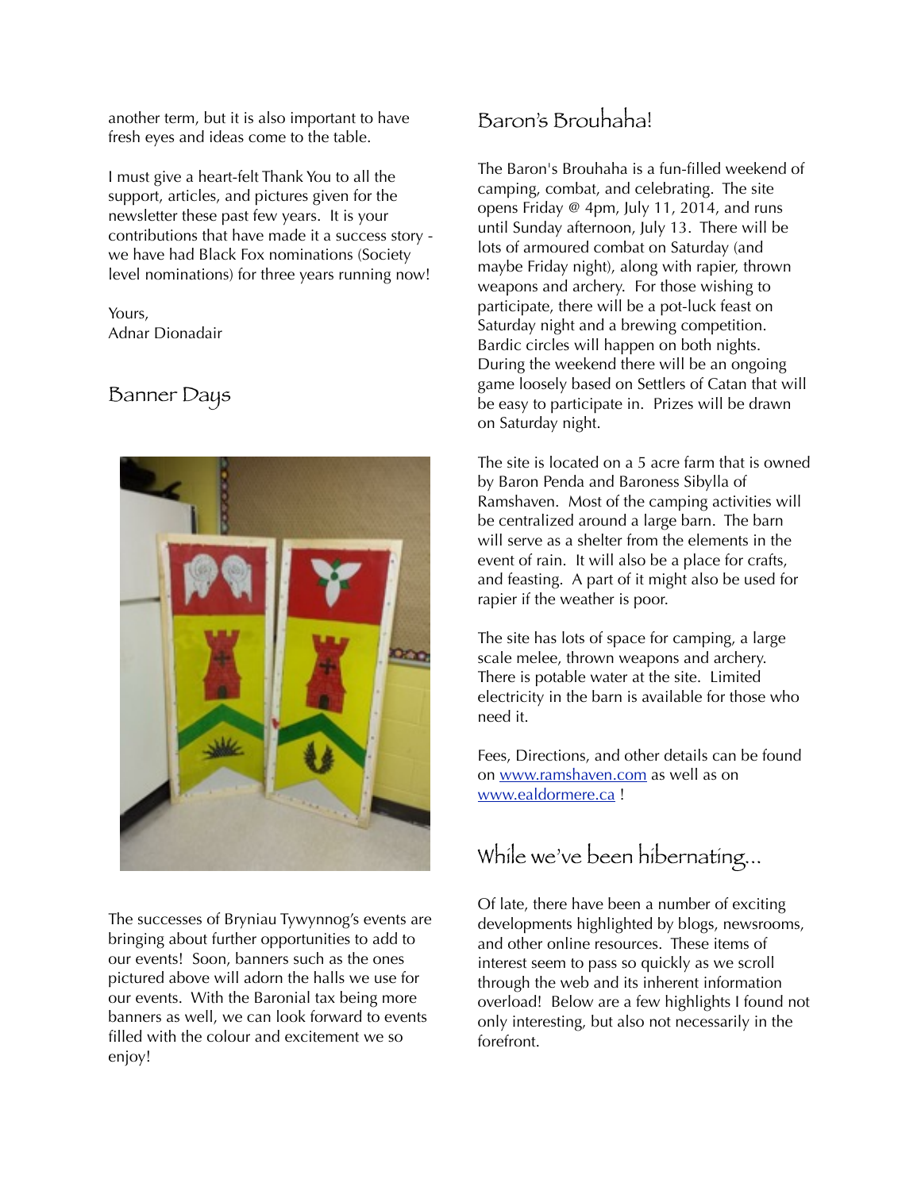another term, but it is also important to have fresh eyes and ideas come to the table.

I must give a heart-felt Thank You to all the support, articles, and pictures given for the newsletter these past few years. It is your contributions that have made it a success story - we have had Black Fox nominations (Society level nominations) for three years running now!

Yours,
Adnar Dionadair

## Banner Days

The successes of Bryniau Tywynnog's events are bringing about further opportunities to add to our events! Soon, banners such as the ones pictured above will adorn the halls we use for our events. With the Baronial tax being more banners as well, we can look forward to events filled with the colour and excitement we so enjoy!

## Baron's Brouhaha!

The Baron's Brouhaha is a fun-filled weekend of camping, combat, and celebrating. The site opens Friday @ 4pm, July 11, 2014, and runs until Sunday afternoon, July 13. There will be lots of armoured combat on Saturday (and maybe Friday night), along with rapier, thrown weapons and archery. For those wishing to participate, there will be a pot-luck feast on Saturday night and a brewing competition. Bardic circles will happen on both nights. During the weekend there will be an ongoing game loosely based on Settlers of Catan that will be easy to participate in. Prizes will be drawn on Saturday night.

The site is located on a 5 acre farm that is owned by Baron Penda and Baroness Sibylla of Ramshaven. Most of the camping activities will be centralized around a large barn. The barn will serve as a shelter from the elements in the event of rain. It will also be a place for crafts, and feasting. A part of it might also be used for rapier if the weather is poor.

The site has lots of space for camping, a large scale melee, thrown weapons and archery. There is potable water at the site. Limited electricity in the barn is available for those who need it.

Fees, Directions, and other details can be found on [www.ramshaven.com](http://www.ramshaven.com) as well as on [www.ealdormere.ca](http://www.ealdormere.ca) !

## While we've been hibernating...

Of late, there have been a number of exciting developments highlighted by blogs, newsrooms, and other online resources. These items of interest seem to pass so quickly as we scroll through the web and its inherent information overload! Below are a few highlights I found not only interesting, but also not necessarily in the forefront.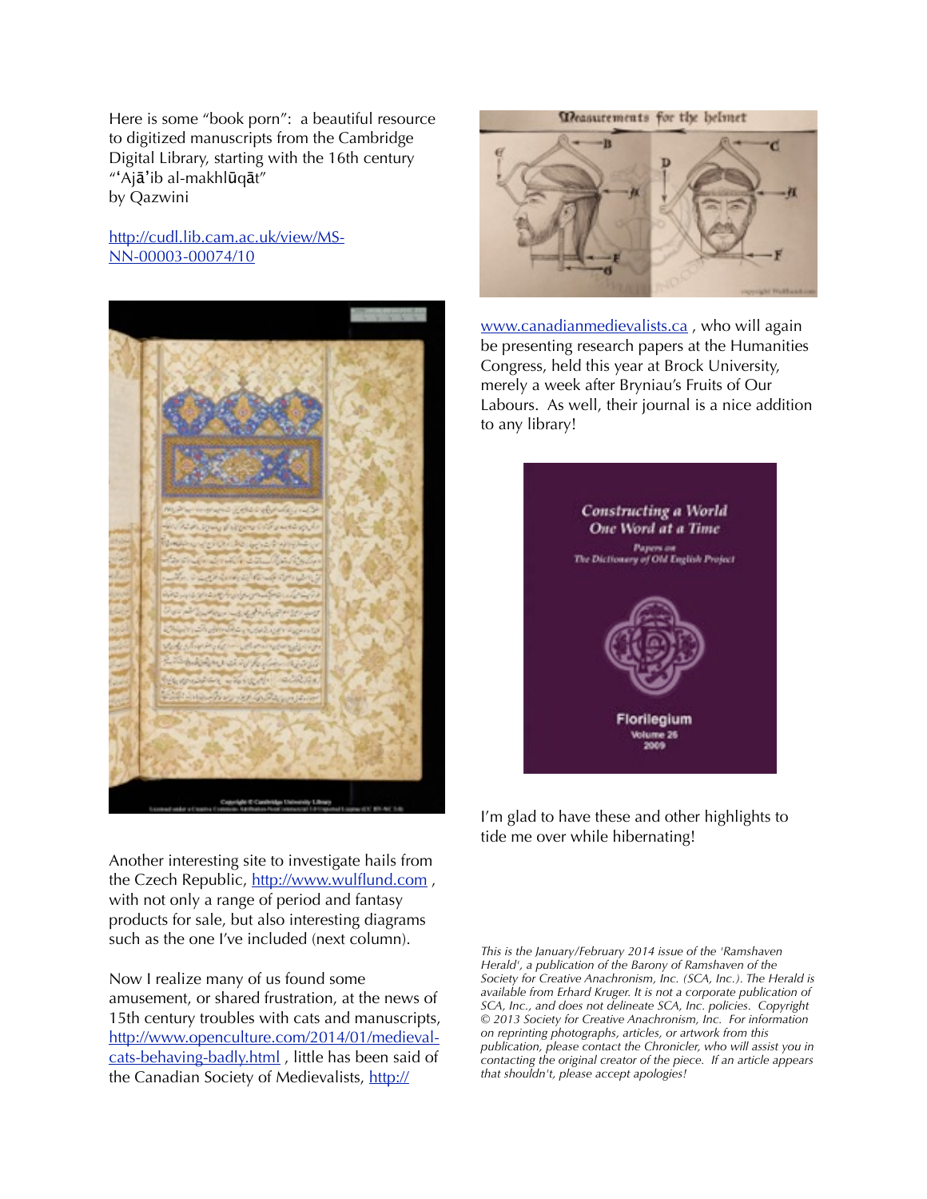Here is some "book porn": a beautiful resource to digitized manuscripts from the Cambridge Digital Library, starting with the 16th century "'Ajā'ib al-makhlūqāt" by Qazwini

http://cudl.lib.cam.ac.uk/view/MS-NN-00003-00074/10

Another interesting site to investigate hails from the Czech Republic, http://www.wulflund.com , with not only a range of period and fantasy products for sale, but also interesting diagrams such as the one I've included (next column).

Now I realize many of us found some amusement, or shared frustration, at the news of 15th century troubles with cats and manuscripts, http://www.openculture.com/2014/01/medieval-cats-behaving-badly.html , little has been said of the Canadian Society of Medievalists, http://www.canadianmedievalists.ca , who will again be presenting research papers at the Humanities Congress, held this year at Brock University, merely a week after Bryniau's Fruits of Our Labours. As well, their journal is a nice addition to any library!

I'm glad to have these and other highlights to tide me over while hibernating!

*This is the January/February 2014 issue of the 'Ramshaven Herald', a publication of the Barony of Ramshaven of the Society for Creative Anachronism, Inc. (SCA, Inc.). The Herald is available from Erhard Kruger. It is not a corporate publication of SCA, Inc., and does not delineate SCA, Inc. policies. Copyright © 2013 Society for Creative Anachronism, Inc. For information on reprinting photographs, articles, or artwork from this publication, please contact the Chronicler, who will assist you in contacting the original creator of the piece. If an article appears that shouldn't, please accept apologies!*